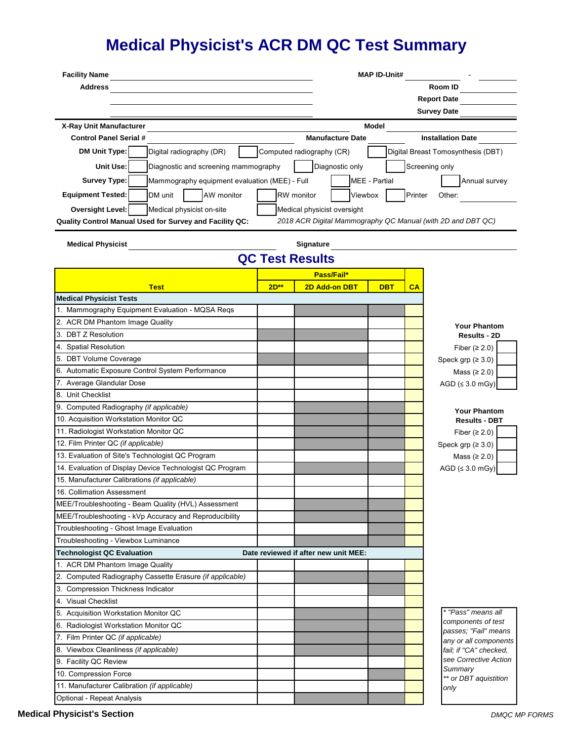# Medical Physicist's ACR DM QC Test Summary

**Facility Name** ______________________ **MAP ID-Unit#** ________ - ________

**Address** ______________________ **Room ID** ________

**Report Date** ________

**Survey Date** ________

**X-Ray Unit Manufacturer** ________ **Model** ________

**Control Panel Serial #** ________ **Manufacture Date** ________ **Installation Date** ________

**DM Unit Type:** ☐ Digital radiography (DR) ☐ Computed radiography (CR) ☐ Digital Breast Tomosynthesis (DBT)

**Unit Use:** ☐ Diagnostic and screening mammography ☐ Diagnostic only ☐ Screening only

**Survey Type:** ☐ Mammography equipment evaluation (MEE) - Full ☐ MEE - Partial ☐ Annual survey

**Equipment Tested:** ☐ DM unit ☐ AW monitor ☐ RW monitor ☐ Viewbox ☐ Printer Other: ________

**Oversight Level:** ☐ Medical physicist on-site ☐ Medical physicist oversight

**Quality Control Manual Used for Survey and Facility QC:** *2018 ACR Digital Mammography QC Manual (with 2D and DBT QC)*

**Medical Physicist** ______________________ **Signature** ______________________

## QC Test Results

| Test | Pass/Fail* 2D** | 2D Add-on DBT | DBT | CA |
|---|---|---|---|---|
| **Medical Physicist Tests** | | | | |
| 1. Mammography Equipment Evaluation - MQSA Reqs | | | | |
| 2. ACR DM Phantom Image Quality | | | | |
| 3. DBT Z Resolution | | | | |
| 4. Spatial Resolution | | | | |
| 5. DBT Volume Coverage | | | | |
| 6. Automatic Exposure Control System Performance | | | | |
| 7. Average Glandular Dose | | | | |
| 8. Unit Checklist | | | | |
| 9. Computed Radiography *(if applicable)* | | | | |
| 10. Acquisition Workstation Monitor QC | | | | |
| 11. Radiologist Workstation Monitor QC | | | | |
| 12. Film Printer QC *(if applicable)* | | | | |
| 13. Evaluation of Site's Technologist QC Program | | | | |
| 14. Evaluation of Display Device Technologist QC Program | | | | |
| 15. Manufacturer Calibrations *(if applicable)* | | | | |
| 16. Collimation Assessment | | | | |
| MEE/Troubleshooting - Beam Quality (HVL) Assessment | | | | |
| MEE/Troubleshooting - kVp Accuracy and Reproducibility | | | | |
| Troubleshooting - Ghost Image Evaluation | | | | |
| Troubleshooting - Viewbox Luminance | | | | |
| **Technologist QC Evaluation** | **Date reviewed if after new unit MEE:** | | | |
| 1. ACR DM Phantom Image Quality | | | | |
| 2. Computed Radiography Cassette Erasure *(if applicable)* | | | | |
| 3. Compression Thickness Indicator | | | | |
| 4. Visual Checklist | | | | |
| 5. Acquisition Workstation Monitor QC | | | | |
| 6. Radiologist Workstation Monitor QC | | | | |
| 7. Film Printer QC *(if applicable)* | | | | |
| 8. Viewbox Cleanliness *(if applicable)* | | | | |
| 9. Facility QC Review | | | | |
| 10. Compression Force | | | | |
| 11. Manufacturer Calibration *(if applicable)* | | | | |
| Optional - Repeat Analysis | | | | |

**Your Phantom Results - 2D**

| | |
|---|---|
| Fiber (≥ 2.0) | |
| Speck grp (≥ 3.0) | |
| Mass (≥ 2.0) | |
| AGD (≤ 3.0 mGy) | |

**Your Phantom Results - DBT**

| | |
|---|---|
| Fiber (≥ 2.0) | |
| Speck grp (≥ 3.0) | |
| Mass (≥ 2.0) | |
| AGD (≤ 3.0 mGy) | |

*\* "Pass" means all components of test passes; "Fail" means any or all components fail; if "CA" checked, see Corrective Action Summary*
*\*\* or DBT aquistition only*

**Medical Physicist's Section**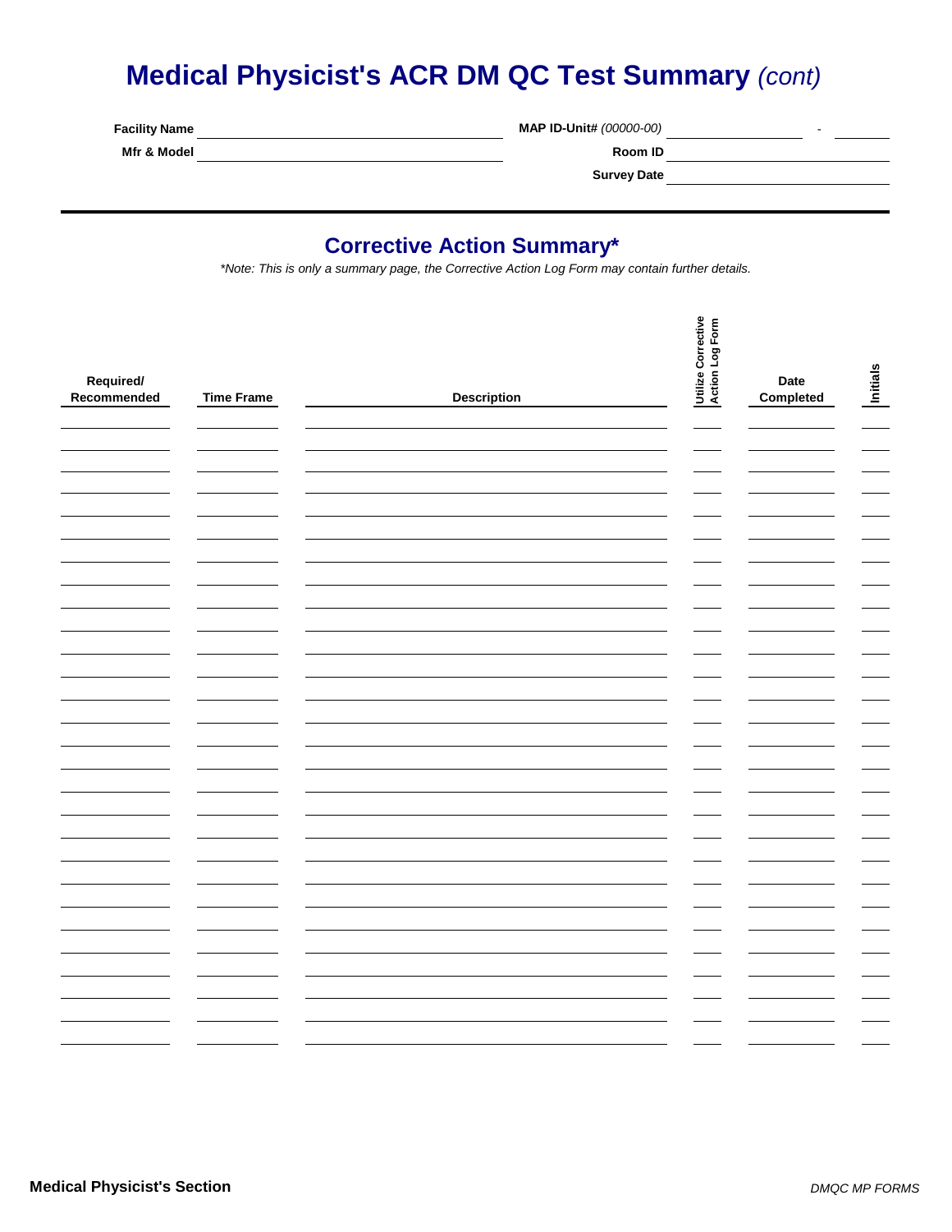# Medical Physicist's ACR DM QC Test Summary *(cont)*

**Facility Name** ______________________ **MAP ID-Unit#** *(00000-00)* ____________ - ______

**Mfr & Model** ______________________ **Room ID** ______________________

**Survey Date** ______________________

---

## Corrective Action Summary*

*\*Note: This is only a summary page, the Corrective Action Log Form may contain further details.*

| Required/ Recommended | Time Frame | Description | Utilize Corrective Action Log Form | Date Completed | Initials |
|---|---|---|---|---|---|
| | | | | | |
| | | | | | |
| | | | | | |
| | | | | | |
| | | | | | |
| | | | | | |
| | | | | | |
| | | | | | |
| | | | | | |
| | | | | | |
| | | | | | |
| | | | | | |
| | | | | | |
| | | | | | |
| | | | | | |
| | | | | | |
| | | | | | |
| | | | | | |
| | | | | | |
| | | | | | |
| | | | | | |
| | | | | | |
| | | | | | |
| | | | | | |
| | | | | | |
| | | | | | |
| | | | | | |
| | | | | | |